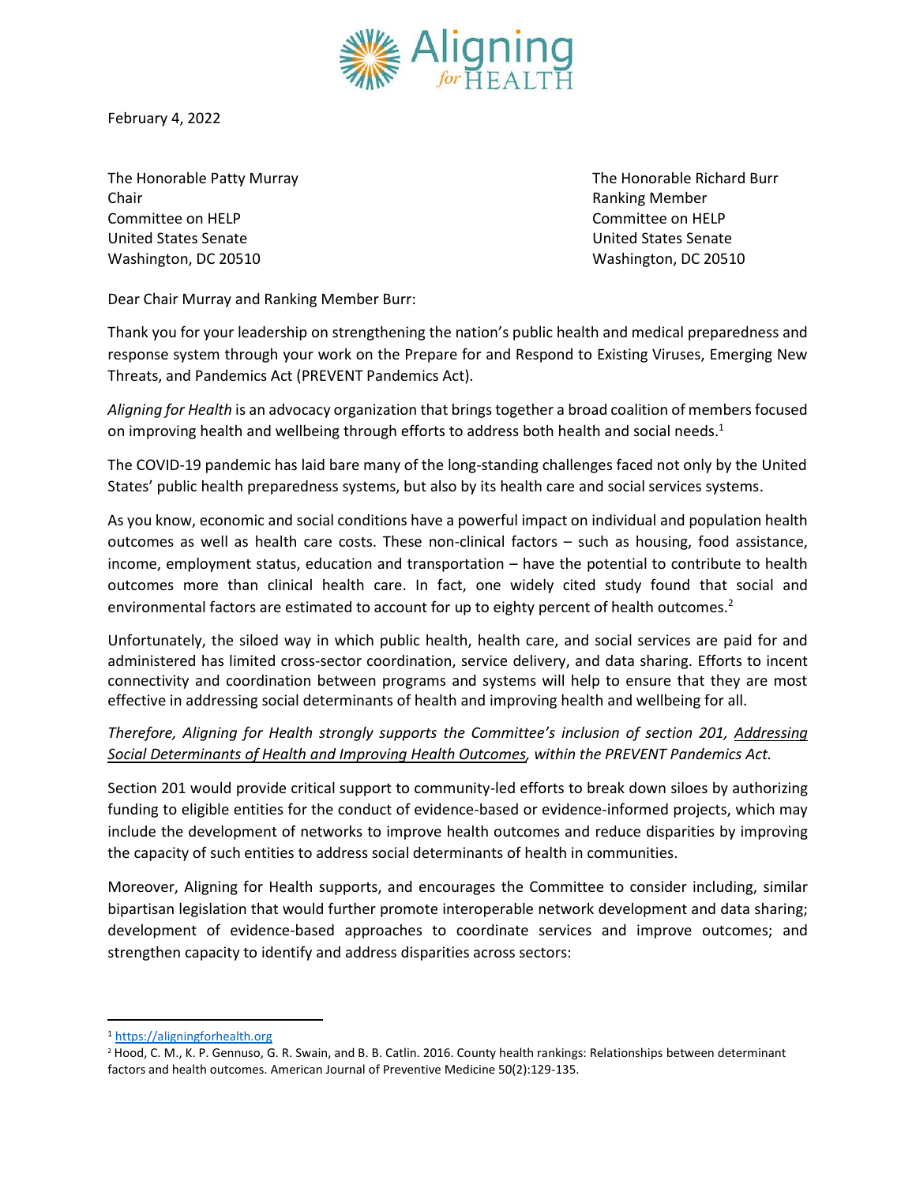Aligning *for* HEALTH

February 4, 2022

The Honorable Patty Murray
Chair
Committee on HELP
United States Senate
Washington, DC 20510

The Honorable Richard Burr
Ranking Member
Committee on HELP
United States Senate
Washington, DC 20510

Dear Chair Murray and Ranking Member Burr:

Thank you for your leadership on strengthening the nation's public health and medical preparedness and response system through your work on the Prepare for and Respond to Existing Viruses, Emerging New Threats, and Pandemics Act (PREVENT Pandemics Act).

*Aligning for Health* is an advocacy organization that brings together a broad coalition of members focused on improving health and wellbeing through efforts to address both health and social needs.[1]

The COVID-19 pandemic has laid bare many of the long-standing challenges faced not only by the United States' public health preparedness systems, but also by its health care and social services systems.

As you know, economic and social conditions have a powerful impact on individual and population health outcomes as well as health care costs. These non-clinical factors – such as housing, food assistance, income, employment status, education and transportation – have the potential to contribute to health outcomes more than clinical health care. In fact, one widely cited study found that social and environmental factors are estimated to account for up to eighty percent of health outcomes.[2]

Unfortunately, the siloed way in which public health, health care, and social services are paid for and administered has limited cross-sector coordination, service delivery, and data sharing. Efforts to incent connectivity and coordination between programs and systems will help to ensure that they are most effective in addressing social determinants of health and improving health and wellbeing for all.

*Therefore, Aligning for Health strongly supports the Committee's inclusion of section 201, Addressing Social Determinants of Health and Improving Health Outcomes, within the PREVENT Pandemics Act.*

Section 201 would provide critical support to community-led efforts to break down siloes by authorizing funding to eligible entities for the conduct of evidence-based or evidence-informed projects, which may include the development of networks to improve health outcomes and reduce disparities by improving the capacity of such entities to address social determinants of health in communities.

Moreover, Aligning for Health supports, and encourages the Committee to consider including, similar bipartisan legislation that would further promote interoperable network development and data sharing; development of evidence-based approaches to coordinate services and improve outcomes; and strengthen capacity to identify and address disparities across sectors:

---

[1] https://aligningforhealth.org

[2] Hood, C. M., K. P. Gennuso, G. R. Swain, and B. B. Catlin. 2016. County health rankings: Relationships between determinant factors and health outcomes. American Journal of Preventive Medicine 50(2):129-135.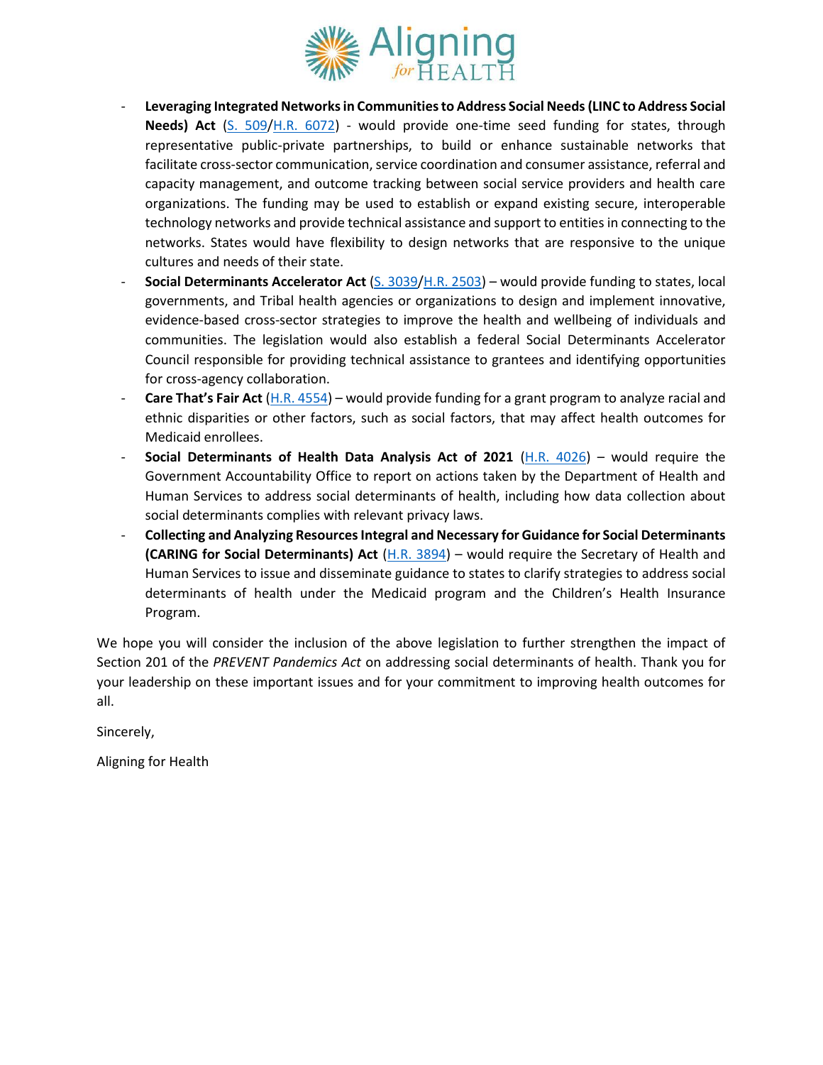- **Leveraging Integrated Networks in Communities to Address Social Needs (LINC to Address Social Needs) Act** (S. 509/H.R. 6072) - would provide one-time seed funding for states, through representative public-private partnerships, to build or enhance sustainable networks that facilitate cross-sector communication, service coordination and consumer assistance, referral and capacity management, and outcome tracking between social service providers and health care organizations. The funding may be used to establish or expand existing secure, interoperable technology networks and provide technical assistance and support to entities in connecting to the networks. States would have flexibility to design networks that are responsive to the unique cultures and needs of their state.
- **Social Determinants Accelerator Act** (S. 3039/H.R. 2503) – would provide funding to states, local governments, and Tribal health agencies or organizations to design and implement innovative, evidence-based cross-sector strategies to improve the health and wellbeing of individuals and communities. The legislation would also establish a federal Social Determinants Accelerator Council responsible for providing technical assistance to grantees and identifying opportunities for cross-agency collaboration.
- **Care That's Fair Act** (H.R. 4554) – would provide funding for a grant program to analyze racial and ethnic disparities or other factors, such as social factors, that may affect health outcomes for Medicaid enrollees.
- **Social Determinants of Health Data Analysis Act of 2021** (H.R. 4026) – would require the Government Accountability Office to report on actions taken by the Department of Health and Human Services to address social determinants of health, including how data collection about social determinants complies with relevant privacy laws.
- **Collecting and Analyzing Resources Integral and Necessary for Guidance for Social Determinants (CARING for Social Determinants) Act** (H.R. 3894) – would require the Secretary of Health and Human Services to issue and disseminate guidance to states to clarify strategies to address social determinants of health under the Medicaid program and the Children's Health Insurance Program.

We hope you will consider the inclusion of the above legislation to further strengthen the impact of Section 201 of the *PREVENT Pandemics Act* on addressing social determinants of health. Thank you for your leadership on these important issues and for your commitment to improving health outcomes for all.

Sincerely,

Aligning for Health